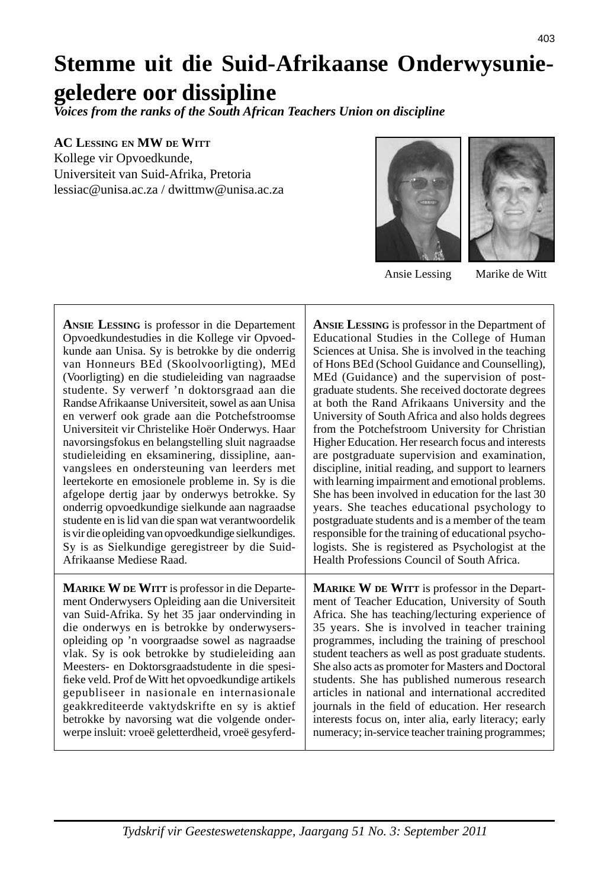# Stemme uit die Suid-Afrikaanse Onderwysunie-geledere oor dissipline

*Voices from the ranks of the South African Teachers Union on discipline*

**AC Lessing en MW de Witt**
Kollege vir Opvoedkunde,
Universiteit van Suid-Afrika, Pretoria
lessiac@unisa.ac.za / dwittmw@unisa.ac.za

Ansie Lessing Marike de Witt

**Ansie Lessing** is professor in die Departement Opvoedkundestudies in die Kollege vir Opvoedkunde aan Unisa. Sy is betrokke by die onderrig van Honneurs BEd (Skoolvoorligting), MEd (Voorligting) en die studieleiding van nagraadse studente. Sy verwerf 'n doktorsgraad aan die Randse Afrikaanse Universiteit, sowel as aan Unisa en verwerf ook grade aan die Potchefstroomse Universiteit vir Christelike Hoër Onderwys. Haar navorsingsfokus en belangstelling sluit nagraadse studieleiding en eksaminering, dissipline, aanvangslees en ondersteuning van leerders met leertekorte en emosionele probleme in. Sy is die afgelope dertig jaar by onderwys betrokke. Sy onderrig opvoedkundige sielkunde aan nagraadse studente en is lid van die span wat verantwoordelik is vir die opleiding van opvoedkundige sielkundiges. Sy is as Sielkundige geregistreer by die Suid-Afrikaanse Mediese Raad.

**Ansie Lessing** is professor in the Department of Educational Studies in the College of Human Sciences at Unisa. She is involved in the teaching of Hons BEd (School Guidance and Counselling), MEd (Guidance) and the supervision of postgraduate students. She received doctorate degrees at both the Rand Afrikaans University and the University of South Africa and also holds degrees from the Potchefstroom University for Christian Higher Education. Her research focus and interests are postgraduate supervision and examination, discipline, initial reading, and support to learners with learning impairment and emotional problems. She has been involved in education for the last 30 years. She teaches educational psychology to postgraduate students and is a member of the team responsible for the training of educational psychologists. She is registered as Psychologist at the Health Professions Council of South Africa.

**Marike W de Witt** is professor in die Departement Onderwysers Opleiding aan die Universiteit van Suid-Afrika. Sy het 35 jaar ondervinding in die onderwys en is betrokke by onderwysersopleiding op 'n voorgraadse sowel as nagraadse vlak. Sy is ook betrokke by studieleiding aan Meesters- en Doktorsgraadstudente in die spesifieke veld. Prof de Witt het opvoedkundige artikels gepubliseer in nasionale en internasionale geakkrediteerde vaktydskrifte en sy is aktief betrokke by navorsing wat die volgende onderwerpe insluit: vroeë geletterdheid, vroeë gesyferd-

**Marike W de Witt** is professor in the Department of Teacher Education, University of South Africa. She has teaching/lecturing experience of 35 years. She is involved in teacher training programmes, including the training of preschool student teachers as well as post graduate students. She also acts as promoter for Masters and Doctoral students. She has published numerous research articles in national and international accredited journals in the field of education. Her research interests focus on, inter alia, early literacy; early numeracy; in-service teacher training programmes;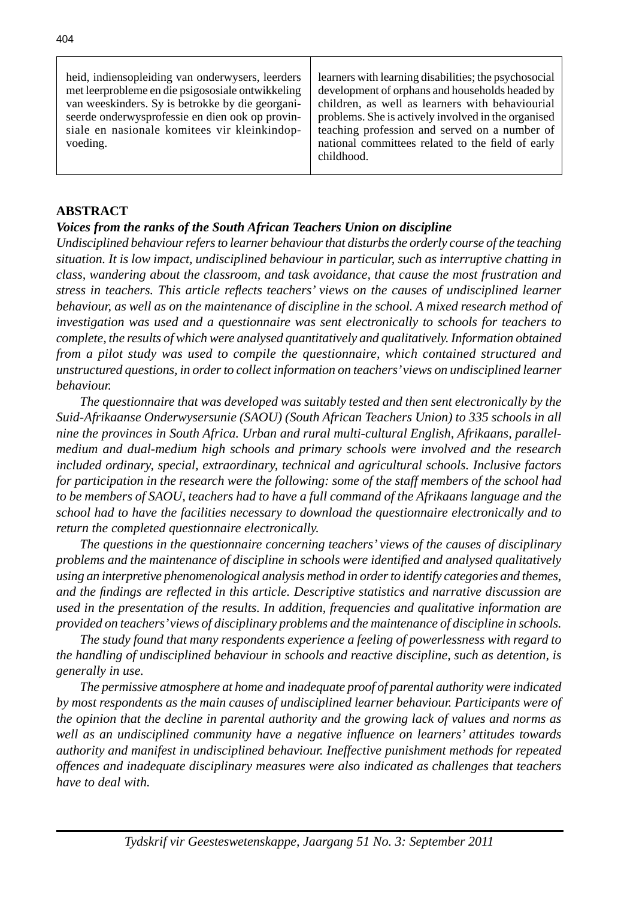heid, indiensopleiding van onderwysers, leerders met leerprobleme en die psigososiale ontwikkeling van weeskinders. Sy is betrokke by die georganiseerde onderwysprofessie en dien ook op provinsiale en nasionale komitees vir kleinkindopvoeding.

learners with learning disabilities; the psychosocial development of orphans and households headed by children, as well as learners with behaviourial problems. She is actively involved in the organised teaching profession and served on a number of national committees related to the field of early childhood.

## ABSTRACT

***Voices from the ranks of the South African Teachers Union on discipline***

*Undisciplined behaviour refers to learner behaviour that disturbs the orderly course of the teaching situation. It is low impact, undisciplined behaviour in particular, such as interruptive chatting in class, wandering about the classroom, and task avoidance, that cause the most frustration and stress in teachers. This article reflects teachers' views on the causes of undisciplined learner behaviour, as well as on the maintenance of discipline in the school. A mixed research method of investigation was used and a questionnaire was sent electronically to schools for teachers to complete, the results of which were analysed quantitatively and qualitatively. Information obtained from a pilot study was used to compile the questionnaire, which contained structured and unstructured questions, in order to collect information on teachers' views on undisciplined learner behaviour.*

*The questionnaire that was developed was suitably tested and then sent electronically by the Suid-Afrikaanse Onderwysersunie (SAOU) (South African Teachers Union) to 335 schools in all nine the provinces in South Africa. Urban and rural multi-cultural English, Afrikaans, parallel-medium and dual-medium high schools and primary schools were involved and the research included ordinary, special, extraordinary, technical and agricultural schools. Inclusive factors for participation in the research were the following: some of the staff members of the school had to be members of SAOU, teachers had to have a full command of the Afrikaans language and the school had to have the facilities necessary to download the questionnaire electronically and to return the completed questionnaire electronically.*

*The questions in the questionnaire concerning teachers' views of the causes of disciplinary problems and the maintenance of discipline in schools were identified and analysed qualitatively using an interpretive phenomenological analysis method in order to identify categories and themes, and the findings are reflected in this article. Descriptive statistics and narrative discussion are used in the presentation of the results. In addition, frequencies and qualitative information are provided on teachers' views of disciplinary problems and the maintenance of discipline in schools.*

*The study found that many respondents experience a feeling of powerlessness with regard to the handling of undisciplined behaviour in schools and reactive discipline, such as detention, is generally in use.*

*The permissive atmosphere at home and inadequate proof of parental authority were indicated by most respondents as the main causes of undisciplined learner behaviour. Participants were of the opinion that the decline in parental authority and the growing lack of values and norms as well as an undisciplined community have a negative influence on learners' attitudes towards authority and manifest in undisciplined behaviour. Ineffective punishment methods for repeated offences and inadequate disciplinary measures were also indicated as challenges that teachers have to deal with.*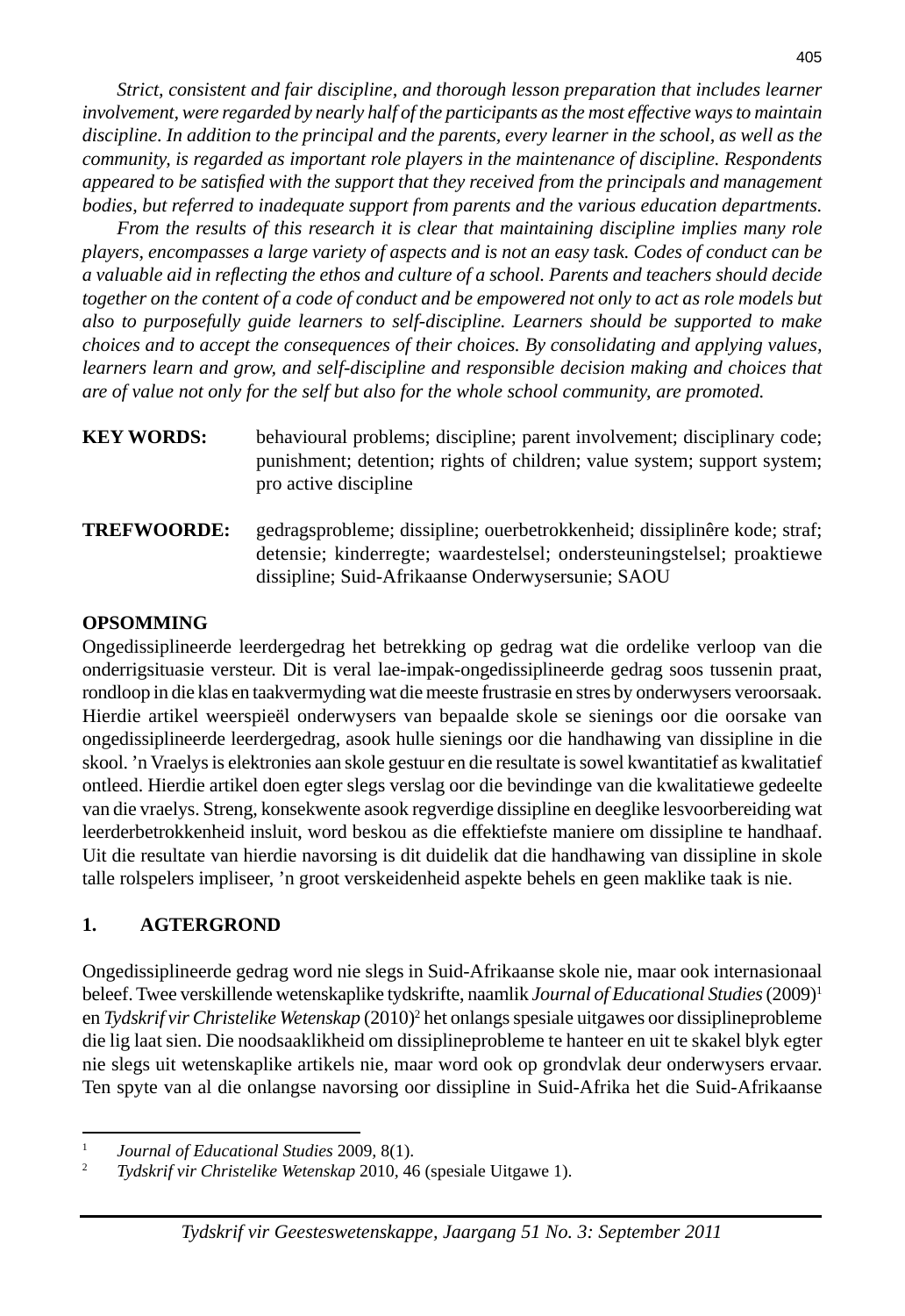*Strict, consistent and fair discipline, and thorough lesson preparation that includes learner involvement, were regarded by nearly half of the participants as the most effective ways to maintain discipline. In addition to the principal and the parents, every learner in the school, as well as the community, is regarded as important role players in the maintenance of discipline. Respondents appeared to be satisfied with the support that they received from the principals and management bodies, but referred to inadequate support from parents and the various education departments.*

*From the results of this research it is clear that maintaining discipline implies many role players, encompasses a large variety of aspects and is not an easy task. Codes of conduct can be a valuable aid in reflecting the ethos and culture of a school. Parents and teachers should decide together on the content of a code of conduct and be empowered not only to act as role models but also to purposefully guide learners to self-discipline. Learners should be supported to make choices and to accept the consequences of their choices. By consolidating and applying values, learners learn and grow, and self-discipline and responsible decision making and choices that are of value not only for the self but also for the whole school community, are promoted.*

**KEY WORDS:** behavioural problems; discipline; parent involvement; disciplinary code; punishment; detention; rights of children; value system; support system; pro active discipline

**TREFWOORDE:** gedragsprobleme; dissipline; ouerbetrokkenheid; dissiplinêre kode; straf; detensie; kinderregte; waardestelsel; ondersteuningstelsel; proaktiewe dissipline; Suid-Afrikaanse Onderwysersunie; SAOU

**OPSOMMING**

Ongedissiplineerde leerdergedrag het betrekking op gedrag wat die ordelike verloop van die onderrigsituasie versteur. Dit is veral lae-impak-ongedissiplineerde gedrag soos tussenin praat, rondloop in die klas en taakvermyding wat die meeste frustrasie en stres by onderwysers veroorsaak. Hierdie artikel weerspieël onderwysers van bepaalde skole se sienings oor die oorsake van ongedissiplineerde leerdergedrag, asook hulle sienings oor die handhawing van dissipline in die skool. 'n Vraelys is elektronies aan skole gestuur en die resultate is sowel kwantitatief as kwalitatief ontleed. Hierdie artikel doen egter slegs verslag oor die bevindinge van die kwalitatiewe gedeelte van die vraelys. Streng, konsekwente asook regverdige dissipline en deeglike lesvoorbereiding wat leerderbetrokkenheid insluit, word beskou as die effektiefste maniere om dissipline te handhaaf. Uit die resultate van hierdie navorsing is dit duidelik dat die handhawing van dissipline in skole talle rolspelers impliseer, 'n groot verskeidenheid aspekte behels en geen maklike taak is nie.

## 1. AGTERGROND

Ongedissiplineerde gedrag word nie slegs in Suid-Afrikaanse skole nie, maar ook internasionaal beleef. Twee verskillende wetenskaplike tydskrifte, naamlik *Journal of Educational Studies* (2009)[1] en *Tydskrif vir Christelike Wetenskap* (2010)[2] het onlangs spesiale uitgawes oor dissiplineprobleme die lig laat sien. Die noodsaaklikheid om dissiplineprobleme te hanteer en uit te skakel blyk egter nie slegs uit wetenskaplike artikels nie, maar word ook op grondvlak deur onderwysers ervaar. Ten spyte van al die onlangse navorsing oor dissipline in Suid-Afrika het die Suid-Afrikaanse

---

[1] *Journal of Educational Studies* 2009, 8(1).

[2] *Tydskrif vir Christelike Wetenskap* 2010, 46 (spesiale Uitgawe 1).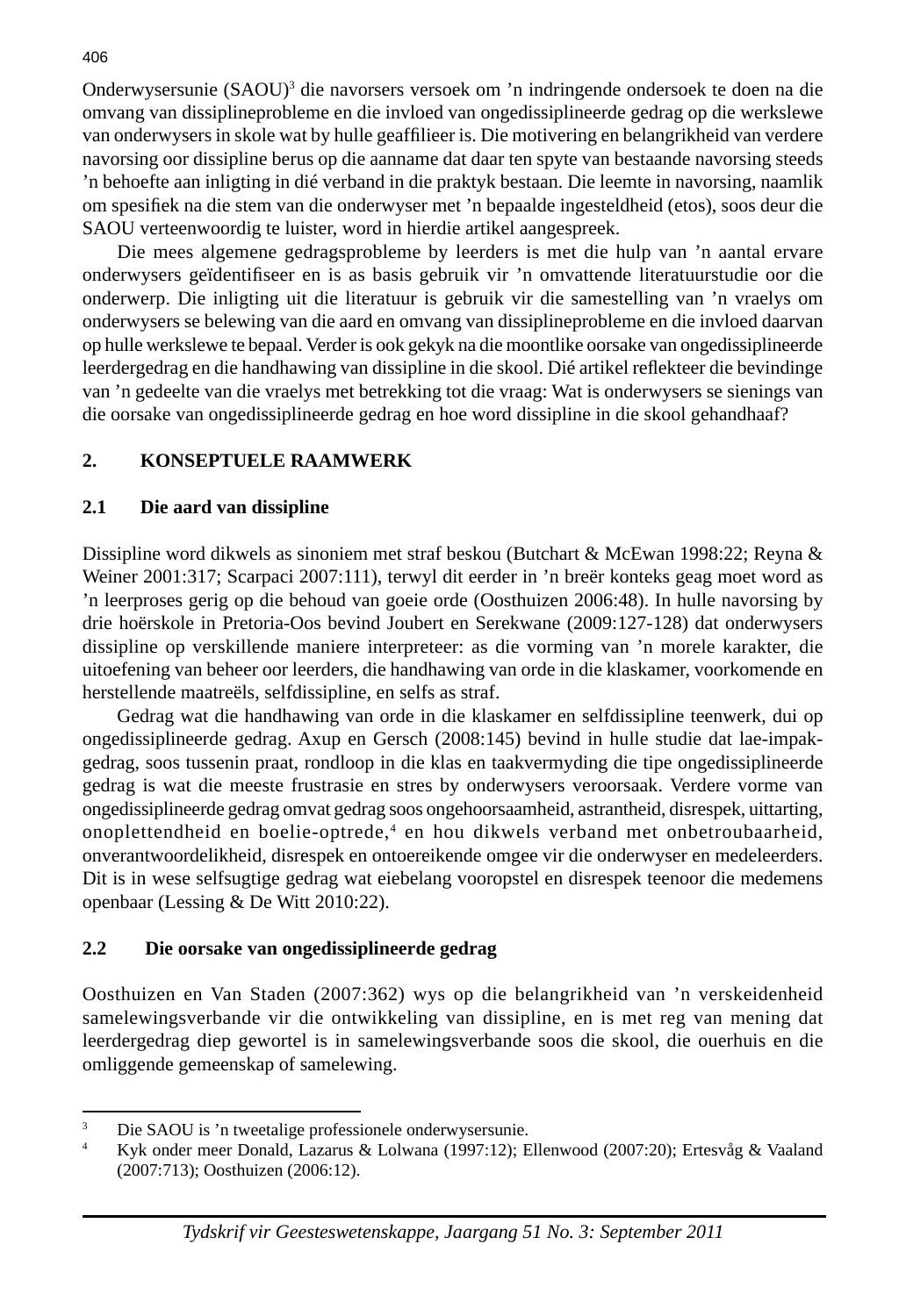Onderwysersunie (SAOU)[3] die navorsers versoek om 'n indringende ondersoek te doen na die omvang van dissiplineprobleme en die invloed van ongedissiplineerde gedrag op die werkslewe van onderwysers in skole wat by hulle geaffilieer is. Die motivering en belangrikheid van verdere navorsing oor dissipline berus op die aanname dat daar ten spyte van bestaande navorsing steeds 'n behoefte aan inligting in dié verband in die praktyk bestaan. Die leemte in navorsing, naamlik om spesifiek na die stem van die onderwyser met 'n bepaalde ingesteldheid (etos), soos deur die SAOU verteenwoordig te luister, word in hierdie artikel aangespreek.

Die mees algemene gedragsprobleme by leerders is met die hulp van 'n aantal ervare onderwysers geïdentifiseer en is as basis gebruik vir 'n omvattende literatuurstudie oor die onderwerp. Die inligting uit die literatuur is gebruik vir die samestelling van 'n vraelys om onderwysers se belewing van die aard en omvang van dissiplineprobleme en die invloed daarvan op hulle werkslewe te bepaal. Verder is ook gekyk na die moontlike oorsake van ongedissiplineerde leerdergedrag en die handhawing van dissipline in die skool. Dié artikel reflekteer die bevindinge van 'n gedeelte van die vraelys met betrekking tot die vraag: Wat is onderwysers se sienings van die oorsake van ongedissiplineerde gedrag en hoe word dissipline in die skool gehandhaaf?

## 2. KONSEPTUELE RAAMWERK

### 2.1 Die aard van dissipline

Dissipline word dikwels as sinoniem met straf beskou (Butchart & McEwan 1998:22; Reyna & Weiner 2001:317; Scarpaci 2007:111), terwyl dit eerder in 'n breër konteks geag moet word as 'n leerproses gerig op die behoud van goeie orde (Oosthuizen 2006:48). In hulle navorsing by drie hoërskole in Pretoria-Oos bevind Joubert en Serekwane (2009:127-128) dat onderwysers dissipline op verskillende maniere interpreteer: as die vorming van 'n morele karakter, die uitoefening van beheer oor leerders, die handhawing van orde in die klaskamer, voorkomende en herstellende maatreëls, selfdissipline, en selfs as straf.

Gedrag wat die handhawing van orde in die klaskamer en selfdissipline teenwerk, dui op ongedissiplineerde gedrag. Axup en Gersch (2008:145) bevind in hulle studie dat lae-impak-gedrag, soos tussenin praat, rondloop in die klas en taakvermyding die tipe ongedissiplineerde gedrag is wat die meeste frustrasie en stres by onderwysers veroorsaak. Verdere vorme van ongedissiplineerde gedrag omvat gedrag soos ongehoorsaamheid, astrantheid, disrespek, uittarting, onoplettendheid en boelie-optrede,[4] en hou dikwels verband met onbetroubaarheid, onverantwoordelikheid, disrespek en ontoereikende omgee vir die onderwyser en medeleerders. Dit is in wese selfsugtige gedrag wat eiebelang vooropstel en disrespek teenoor die medemens openbaar (Lessing & De Witt 2010:22).

### 2.2 Die oorsake van ongedissiplineerde gedrag

Oosthuizen en Van Staden (2007:362) wys op die belangrikheid van 'n verskeidenheid samelewingsverbande vir die ontwikkeling van dissipline, en is met reg van mening dat leerdergedrag diep gewortel is in samelewingsverbande soos die skool, die ouerhuis en die omliggende gemeenskap of samelewing.

---

[3] Die SAOU is 'n tweetalige professionele onderwysersunie.

[4] Kyk onder meer Donald, Lazarus & Lolwana (1997:12); Ellenwood (2007:20); Ertesvåg & Vaaland (2007:713); Oosthuizen (2006:12).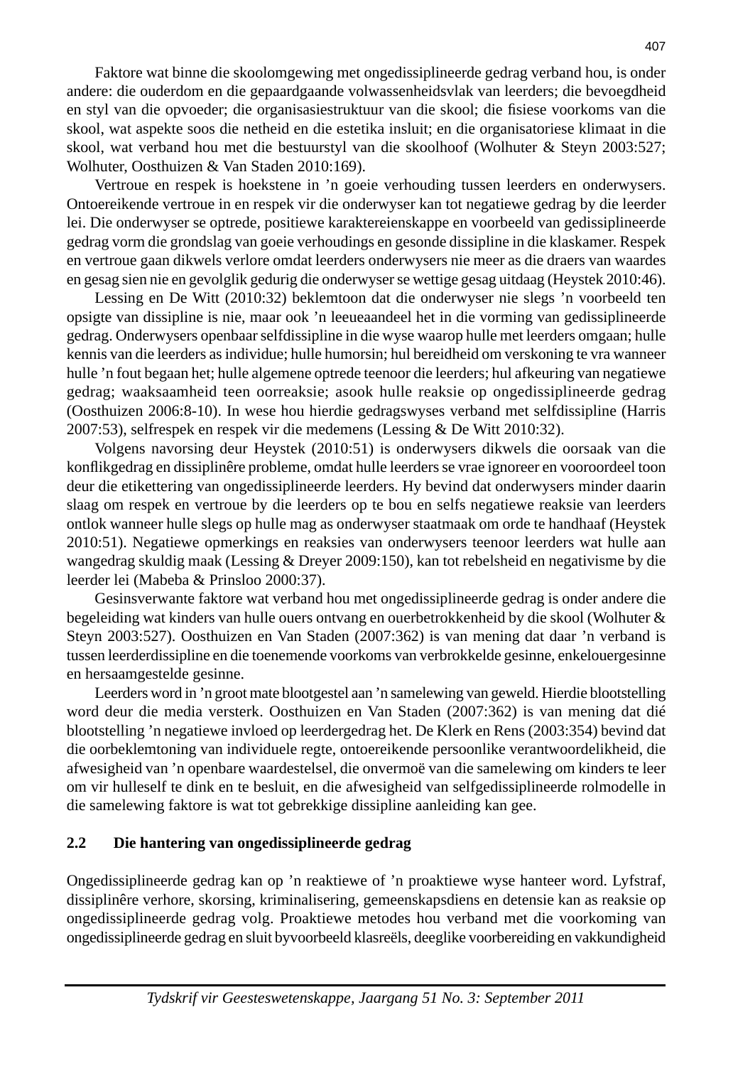Faktore wat binne die skoolomgewing met ongedissiplineerde gedrag verband hou, is onder andere: die ouderdom en die gepaardgaande volwassenheidsvlak van leerders; die bevoegdheid en styl van die opvoeder; die organisasiestruktuur van die skool; die fisiese voorkoms van die skool, wat aspekte soos die netheid en die estetika insluit; en die organisatoriese klimaat in die skool, wat verband hou met die bestuurstyl van die skoolhoof (Wolhuter & Steyn 2003:527; Wolhuter, Oosthuizen & Van Staden 2010:169).

Vertroue en respek is hoekstene in ’n goeie verhouding tussen leerders en onderwysers. Ontoereikende vertroue in en respek vir die onderwyser kan tot negatiewe gedrag by die leerder lei. Die onderwyser se optrede, positiewe karaktereienskappe en voorbeeld van gedissiplineerde gedrag vorm die grondslag van goeie verhoudings en gesonde dissipline in die klaskamer. Respek en vertroue gaan dikwels verlore omdat leerders onderwysers nie meer as die draers van waardes en gesag sien nie en gevolglik gedurig die onderwyser se wettige gesag uitdaag (Heystek 2010:46).

Lessing en De Witt (2010:32) beklemtoon dat die onderwyser nie slegs ’n voorbeeld ten opsigte van dissipline is nie, maar ook ’n leeueaandeel het in die vorming van gedissiplineerde gedrag. Onderwysers openbaar selfdissipline in die wyse waarop hulle met leerders omgaan; hulle kennis van die leerders as individue; hulle humorsin; hul bereidheid om verskoning te vra wanneer hulle ’n fout begaan het; hulle algemene optrede teenoor die leerders; hul afkeuring van negatiewe gedrag; waaksaamheid teen oorreaksie; asook hulle reaksie op ongedissiplineerde gedrag (Oosthuizen 2006:8-10). In wese hou hierdie gedragswyses verband met selfdissipline (Harris 2007:53), selfrespek en respek vir die medemens (Lessing & De Witt 2010:32).

Volgens navorsing deur Heystek (2010:51) is onderwysers dikwels die oorsaak van die konflikgedrag en dissiplinêre probleme, omdat hulle leerders se vrae ignoreer en vooroordeel toon deur die etikettering van ongedissiplineerde leerders. Hy bevind dat onderwysers minder daarin slaag om respek en vertroue by die leerders op te bou en selfs negatiewe reaksie van leerders ontlok wanneer hulle slegs op hulle mag as onderwyser staatmaak om orde te handhaaf (Heystek 2010:51). Negatiewe opmerkings en reaksies van onderwysers teenoor leerders wat hulle aan wangedrag skuldig maak (Lessing & Dreyer 2009:150), kan tot rebelsheid en negativisme by die leerder lei (Mabeba & Prinsloo 2000:37).

Gesinsverwante faktore wat verband hou met ongedissiplineerde gedrag is onder andere die begeleiding wat kinders van hulle ouers ontvang en ouerbetrokkenheid by die skool (Wolhuter & Steyn 2003:527). Oosthuizen en Van Staden (2007:362) is van mening dat daar ’n verband is tussen leerderdissipline en die toenemende voorkoms van verbrokkelde gesinne, enkelouergesinne en hersaamgestelde gesinne.

Leerders word in ’n groot mate blootgestel aan ’n samelewing van geweld. Hierdie blootstelling word deur die media versterk. Oosthuizen en Van Staden (2007:362) is van mening dat dié blootstelling ’n negatiewe invloed op leerdergedrag het. De Klerk en Rens (2003:354) bevind dat die oorbeklemtoning van individuele regte, ontoereikende persoonlike verantwoordelikheid, die afwesigheid van ’n openbare waardestelsel, die onvermoë van die samelewing om kinders te leer om vir hulleself te dink en te besluit, en die afwesigheid van selfgedissiplineerde rolmodelle in die samelewing faktore is wat tot gebrekkige dissipline aanleiding kan gee.

### 2.2 Die hantering van ongedissiplineerde gedrag

Ongedissiplineerde gedrag kan op ’n reaktiewe of ’n proaktiewe wyse hanteer word. Lyfstraf, dissiplinêre verhore, skorsing, kriminalisering, gemeenskapsdiens en detensie kan as reaksie op ongedissiplineerde gedrag volg. Proaktiewe metodes hou verband met die voorkoming van ongedissiplineerde gedrag en sluit byvoorbeeld klasreëls, deeglike voorbereiding en vakkundigheid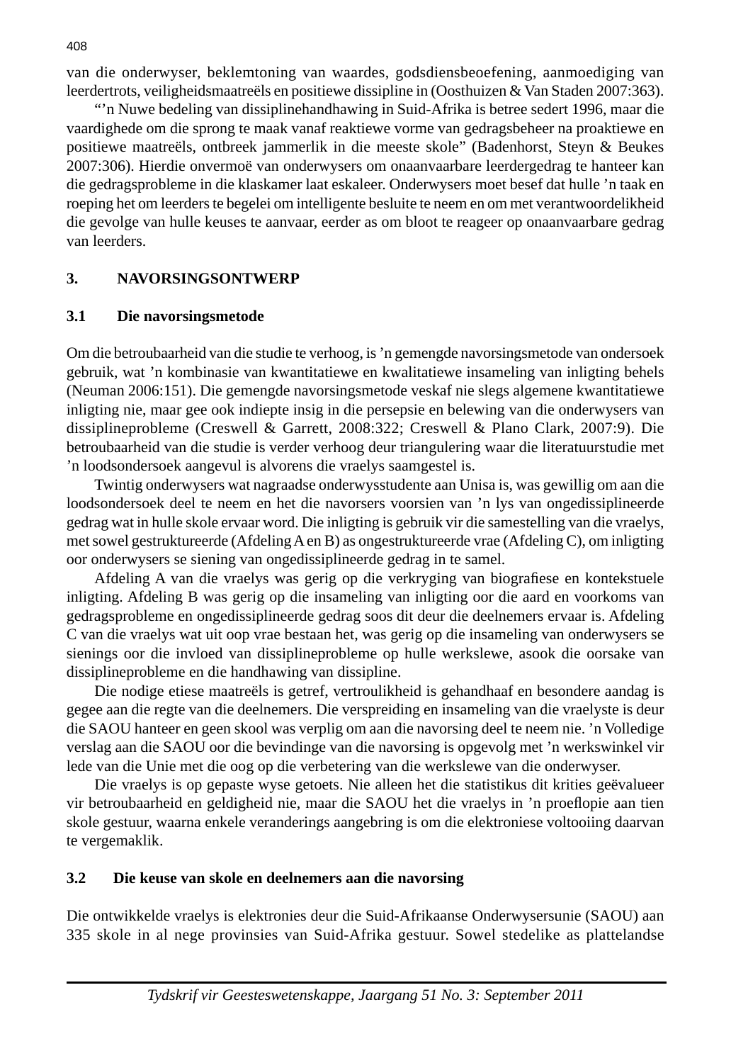van die onderwyser, beklemtoning van waardes, godsdiensbeoefening, aanmoediging van leerdertrots, veiligheidsmaatreëls en positiewe dissipline in (Oosthuizen & Van Staden 2007:363).

"'n Nuwe bedeling van dissiplinehandhawing in Suid-Afrika is betree sedert 1996, maar die vaardighede om die sprong te maak vanaf reaktiewe vorme van gedragsbeheer na proaktiewe en positiewe maatreëls, ontbreek jammerlik in die meeste skole" (Badenhorst, Steyn & Beukes 2007:306). Hierdie onvermoë van onderwysers om onaanvaarbare leerdergedrag te hanteer kan die gedragsprobleme in die klaskamer laat eskaleer. Onderwysers moet besef dat hulle 'n taak en roeping het om leerders te begelei om intelligente besluite te neem en om met verantwoordelikheid die gevolge van hulle keuses te aanvaar, eerder as om bloot te reageer op onaanvaarbare gedrag van leerders.

## 3. NAVORSINGSONTWERP

### 3.1 Die navorsingsmetode

Om die betroubaarheid van die studie te verhoog, is 'n gemengde navorsingsmetode van ondersoek gebruik, wat 'n kombinasie van kwantitatiewe en kwalitatiewe insameling van inligting behels (Neuman 2006:151). Die gemengde navorsingsmetode veskaf nie slegs algemene kwantitatiewe inligting nie, maar gee ook indiepte insig in die persepsie en belewing van die onderwysers van dissiplineprobleme (Creswell & Garrett, 2008:322; Creswell & Plano Clark, 2007:9). Die betroubaarheid van die studie is verder verhoog deur triangulering waar die literatuurstudie met 'n loodsondersoek aangevul is alvorens die vraelys saamgestel is.

Twintig onderwysers wat nagraadse onderwysstudente aan Unisa is, was gewillig om aan die loodsondersoek deel te neem en het die navorsers voorsien van 'n lys van ongedissiplineerde gedrag wat in hulle skole ervaar word. Die inligting is gebruik vir die samestelling van die vraelys, met sowel gestruktureerde (Afdeling A en B) as ongestruktureerde vrae (Afdeling C), om inligting oor onderwysers se siening van ongedissiplineerde gedrag in te samel.

Afdeling A van die vraelys was gerig op die verkryging van biografiese en kontekstuele inligting. Afdeling B was gerig op die insameling van inligting oor die aard en voorkoms van gedragsprobleme en ongedissiplineerde gedrag soos dit deur die deelnemers ervaar is. Afdeling C van die vraelys wat uit oop vrae bestaan het, was gerig op die insameling van onderwysers se sienings oor die invloed van dissiplineprobleme op hulle werkslewe, asook die oorsake van dissiplineprobleme en die handhawing van dissipline.

Die nodige etiese maatreëls is getref, vertroulikheid is gehandhaaf en besondere aandag is gegee aan die regte van die deelnemers. Die verspreiding en insameling van die vraelyste is deur die SAOU hanteer en geen skool was verplig om aan die navorsing deel te neem nie. 'n Volledige verslag aan die SAOU oor die bevindinge van die navorsing is opgevolg met 'n werkswinkel vir lede van die Unie met die oog op die verbetering van die werkslewe van die onderwyser.

Die vraelys is op gepaste wyse getoets. Nie alleen het die statistikus dit krities geëvalueer vir betroubaarheid en geldigheid nie, maar die SAOU het die vraelys in 'n proeflopie aan tien skole gestuur, waarna enkele veranderings aangebring is om die elektroniese voltooiing daarvan te vergemaklik.

### 3.2 Die keuse van skole en deelnemers aan die navorsing

Die ontwikkelde vraelys is elektronies deur die Suid-Afrikaanse Onderwysersunie (SAOU) aan 335 skole in al nege provinsies van Suid-Afrika gestuur. Sowel stedelike as plattelandse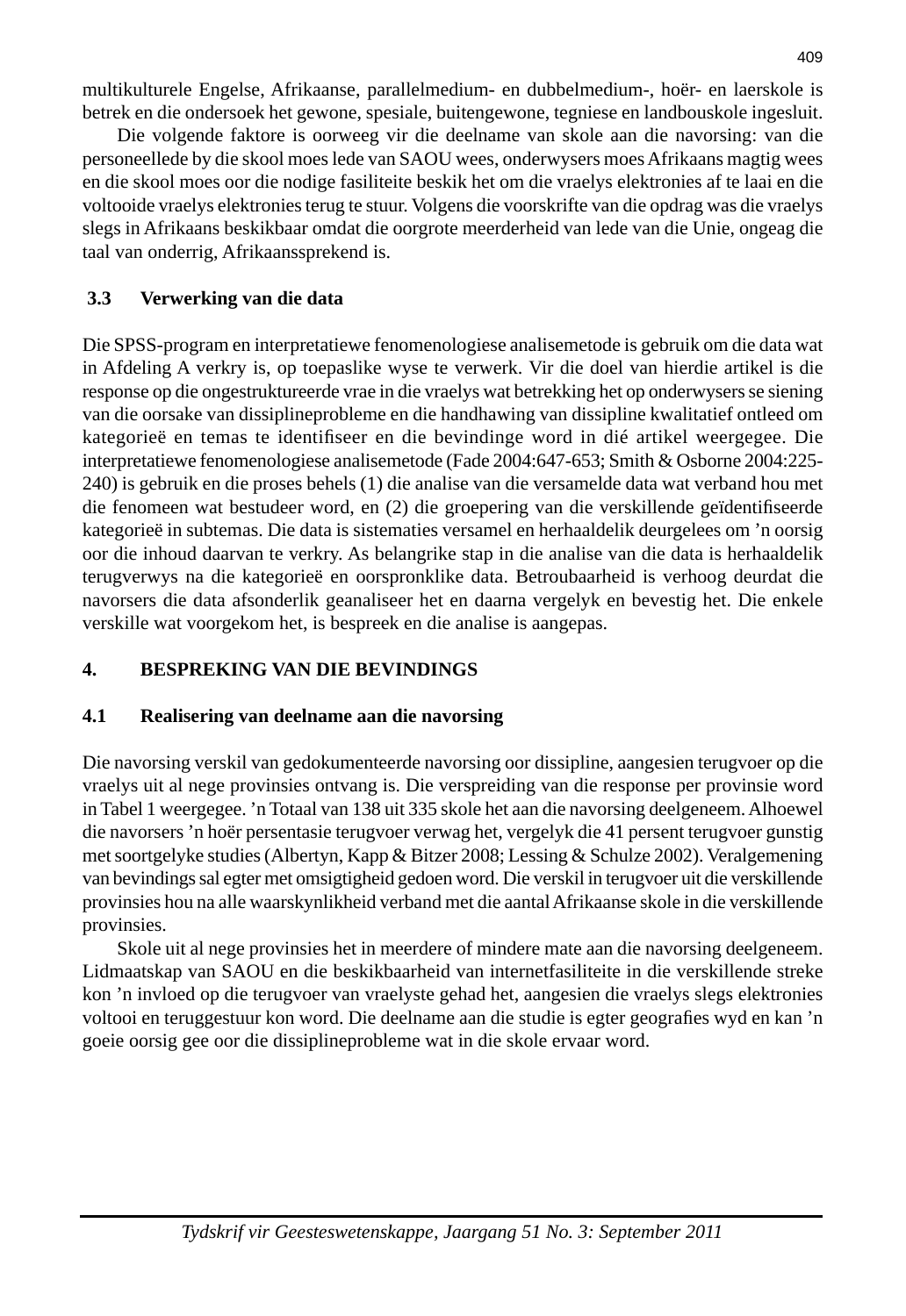multikulturele Engelse, Afrikaanse, parallelmedium- en dubbelmedium-, hoër- en laerskole is betrek en die ondersoek het gewone, spesiale, buitengewone, tegniese en landbouskole ingesluit.

Die volgende faktore is oorweeg vir die deelname van skole aan die navorsing: van die personeellede by die skool moes lede van SAOU wees, onderwysers moes Afrikaans magtig wees en die skool moes oor die nodige fasiliteite beskik het om die vraelys elektronies af te laai en die voltooide vraelys elektronies terug te stuur. Volgens die voorskrifte van die opdrag was die vraelys slegs in Afrikaans beskikbaar omdat die oorgrote meerderheid van lede van die Unie, ongeag die taal van onderrig, Afrikaanssprekend is.

### 3.3 Verwerking van die data

Die SPSS-program en interpretatiewe fenomenologiese analisemetode is gebruik om die data wat in Afdeling A verkry is, op toepaslike wyse te verwerk. Vir die doel van hierdie artikel is die response op die ongestruktureerde vrae in die vraelys wat betrekking het op onderwysers se siening van die oorsake van dissiplineprobleme en die handhawing van dissipline kwalitatief ontleed om kategorieë en temas te identifiseer en die bevindinge word in dié artikel weergegee. Die interpretatiewe fenomenologiese analisemetode (Fade 2004:647-653; Smith & Osborne 2004:225-240) is gebruik en die proses behels (1) die analise van die versamelde data wat verband hou met die fenomeen wat bestudeer word, en (2) die groepering van die verskillende geïdentifiseerde kategorieë in subtemas. Die data is sistematies versamel en herhaaldelik deurgelees om 'n oorsig oor die inhoud daarvan te verkry. As belangrike stap in die analise van die data is herhaaldelik terugverwys na die kategorieë en oorspronklike data. Betroubaarheid is verhoog deurdat die navorsers die data afsonderlik geanaliseer het en daarna vergelyk en bevestig het. Die enkele verskille wat voorgekom het, is bespreek en die analise is aangepas.

## 4. BESPREKING VAN DIE BEVINDINGS

### 4.1 Realisering van deelname aan die navorsing

Die navorsing verskil van gedokumenteerde navorsing oor dissipline, aangesien terugvoer op die vraelys uit al nege provinsies ontvang is. Die verspreiding van die response per provinsie word in Tabel 1 weergegee. 'n Totaal van 138 uit 335 skole het aan die navorsing deelgeneem. Alhoewel die navorsers 'n hoër persentasie terugvoer verwag het, vergelyk die 41 persent terugvoer gunstig met soortgelyke studies (Albertyn, Kapp & Bitzer 2008; Lessing & Schulze 2002). Veralgemening van bevindings sal egter met omsigtigheid gedoen word. Die verskil in terugvoer uit die verskillende provinsies hou na alle waarskynlikheid verband met die aantal Afrikaanse skole in die verskillende provinsies.

Skole uit al nege provinsies het in meerdere of mindere mate aan die navorsing deelgeneem. Lidmaatskap van SAOU en die beskikbaarheid van internetfasiliteite in die verskillende streke kon 'n invloed op die terugvoer van vraelyste gehad het, aangesien die vraelys slegs elektronies voltooi en teruggestuur kon word. Die deelname aan die studie is egter geografies wyd en kan 'n goeie oorsig gee oor die dissiplineprobleme wat in die skole ervaar word.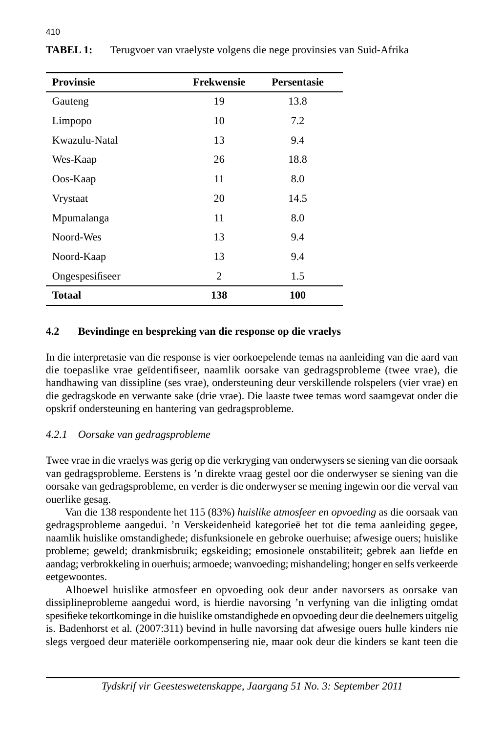**TABEL 1:** Terugvoer van vraelyste volgens die nege provinsies van Suid-Afrika

| Provinsie | Frekwensie | Persentasie |
|---|---|---|
| Gauteng | 19 | 13.8 |
| Limpopo | 10 | 7.2 |
| Kwazulu-Natal | 13 | 9.4 |
| Wes-Kaap | 26 | 18.8 |
| Oos-Kaap | 11 | 8.0 |
| Vrystaat | 20 | 14.5 |
| Mpumalanga | 11 | 8.0 |
| Noord-Wes | 13 | 9.4 |
| Noord-Kaap | 13 | 9.4 |
| Ongespesifiseer | 2 | 1.5 |
| **Totaal** | **138** | **100** |

### 4.2 Bevindinge en bespreking van die response op die vraelys

In die interpretasie van die response is vier oorkoepelende temas na aanleiding van die aard van die toepaslike vrae geïdentifiseer, naamlik oorsake van gedragsprobleme (twee vrae), die handhawing van dissipline (ses vrae), ondersteuning deur verskillende rolspelers (vier vrae) en die gedragskode en verwante sake (drie vrae). Die laaste twee temas word saamgevat onder die opskrif ondersteuning en hantering van gedragsprobleme.

#### *4.2.1 Oorsake van gedragsprobleme*

Twee vrae in die vraelys was gerig op die verkryging van onderwysers se siening van die oorsaak van gedragsprobleme. Eerstens is ’n direkte vraag gestel oor die onderwyser se siening van die oorsake van gedragsprobleme, en verder is die onderwyser se mening ingewin oor die verval van ouerlike gesag.

Van die 138 respondente het 115 (83%) *huislike atmosfeer en opvoeding* as die oorsaak van gedragsprobleme aangedui. ’n Verskeidenheid kategorieë het tot die tema aanleiding gegee, naamlik huislike omstandighede; disfunksionele en gebroke ouerhuise; afwesige ouers; huislike probleme; geweld; drankmisbruik; egskeiding; emosionele onstabiliteit; gebrek aan liefde en aandag; verbrokkeling in ouerhuis; armoede; wanvoeding; mishandeling; honger en selfs verkeerde eetgewoontes.

Alhoewel huislike atmosfeer en opvoeding ook deur ander navorsers as oorsake van dissiplineprobleme aangedui word, is hierdie navorsing ’n verfyning van die inligting omdat spesifieke tekortkominge in die huislike omstandighede en opvoeding deur die deelnemers uitgelig is. Badenhorst et al. (2007:311) bevind in hulle navorsing dat afwesige ouers hulle kinders nie slegs vergoed deur materiële oorkompensering nie, maar ook deur die kinders se kant teen die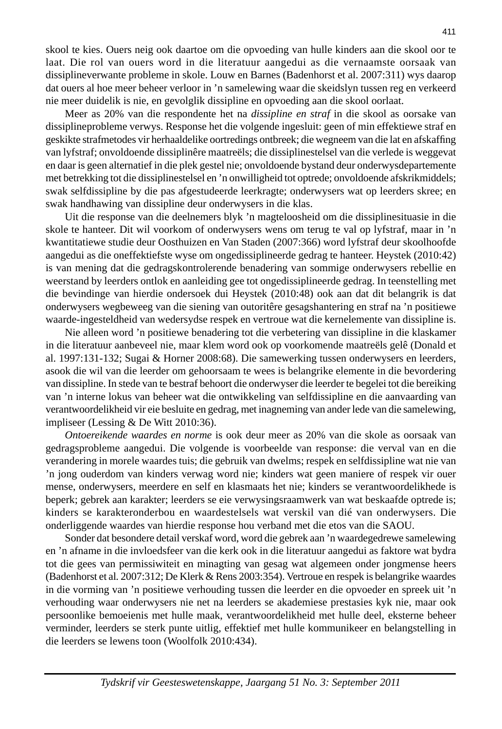skool te kies. Ouers neig ook daartoe om die opvoeding van hulle kinders aan die skool oor te laat. Die rol van ouers word in die literatuur aangedui as die vernaamste oorsaak van dissiplineverwante probleme in skole. Louw en Barnes (Badenhorst et al. 2007:311) wys daarop dat ouers al hoe meer beheer verloor in 'n samelewing waar die skeidslyn tussen reg en verkeerd nie meer duidelik is nie, en gevolglik dissipline en opvoeding aan die skool oorlaat.

Meer as 20% van die respondente het na *dissipline en straf* in die skool as oorsake van dissiplineprobleme verwys. Response het die volgende ingesluit: geen of min effektiewe straf en geskikte strafmetodes vir herhaaldelike oortredings ontbreek; die wegneem van die lat en afskaffing van lyfstraf; onvoldoende dissiplinêre maatreëls; die dissiplinestelsel van die verlede is weggevat en daar is geen alternatief in die plek gestel nie; onvoldoende bystand deur onderwysdepartemente met betrekking tot die dissiplinestelsel en 'n onwilligheid tot optrede; onvoldoende afskrikmiddels; swak selfdissipline by die pas afgestudeerde leerkragte; onderwysers wat op leerders skree; en swak handhawing van dissipline deur onderwysers in die klas.

Uit die response van die deelnemers blyk 'n magteloosheid om die dissiplinesituasie in die skole te hanteer. Dit wil voorkom of onderwysers wens om terug te val op lyfstraf, maar in 'n kwantitatiewe studie deur Oosthuizen en Van Staden (2007:366) word lyfstraf deur skoolhoofde aangedui as die oneffektiefste wyse om ongedissiplineerde gedrag te hanteer. Heystek (2010:42) is van mening dat die gedragskontrolerende benadering van sommige onderwysers rebellie en weerstand by leerders ontlok en aanleiding gee tot ongedissiplineerde gedrag. In teenstelling met die bevindinge van hierdie ondersoek dui Heystek (2010:48) ook aan dat dit belangrik is dat onderwysers wegbeweeg van die siening van outoritêre gesagshantering en straf na 'n positiewe waarde-ingesteldheid van wedersydse respek en vertroue wat die kernelemente van dissipline is.

Nie alleen word 'n positiewe benadering tot die verbetering van dissipline in die klaskamer in die literatuur aanbeveel nie, maar klem word ook op voorkomende maatreëls gelê (Donald et al. 1997:131-132; Sugai & Horner 2008:68). Die samewerking tussen onderwysers en leerders, asook die wil van die leerder om gehoorsaam te wees is belangrike elemente in die bevordering van dissipline. In stede van te bestraf behoort die onderwyser die leerder te begelei tot die bereiking van 'n interne lokus van beheer wat die ontwikkeling van selfdissipline en die aanvaarding van verantwoordelikheid vir eie besluite en gedrag, met inagneming van ander lede van die samelewing, impliseer (Lessing & De Witt 2010:36).

*Ontoereikende waardes en norme* is ook deur meer as 20% van die skole as oorsaak van gedragsprobleme aangedui. Die volgende is voorbeelde van response: die verval van en die verandering in morele waardes tuis; die gebruik van dwelms; respek en selfdissipline wat nie van 'n jong ouderdom van kinders verwag word nie; kinders wat geen maniere of respek vir ouer mense, onderwysers, meerdere en self en klasmaats het nie; kinders se verantwoordelikhede is beperk; gebrek aan karakter; leerders se eie verwysingsraamwerk van wat beskaafde optrede is; kinders se karakteronderbou en waardestelsels wat verskil van dié van onderwysers. Die onderliggende waardes van hierdie response hou verband met die etos van die SAOU.

Sonder dat besondere detail verskaf word, word die gebrek aan 'n waardegedrewe samelewing en 'n afname in die invloedsfeer van die kerk ook in die literatuur aangedui as faktore wat bydra tot die gees van permissiwiteit en minagting van gesag wat algemeen onder jongmense heers (Badenhorst et al. 2007:312; De Klerk & Rens 2003:354). Vertroue en respek is belangrike waardes in die vorming van 'n positiewe verhouding tussen die leerder en die opvoeder en spreek uit 'n verhouding waar onderwysers nie net na leerders se akademiese prestasies kyk nie, maar ook persoonlike bemoeienis met hulle maak, verantwoordelikheid met hulle deel, eksterne beheer verminder, leerders se sterk punte uitlig, effektief met hulle kommunikeer en belangstelling in die leerders se lewens toon (Woolfolk 2010:434).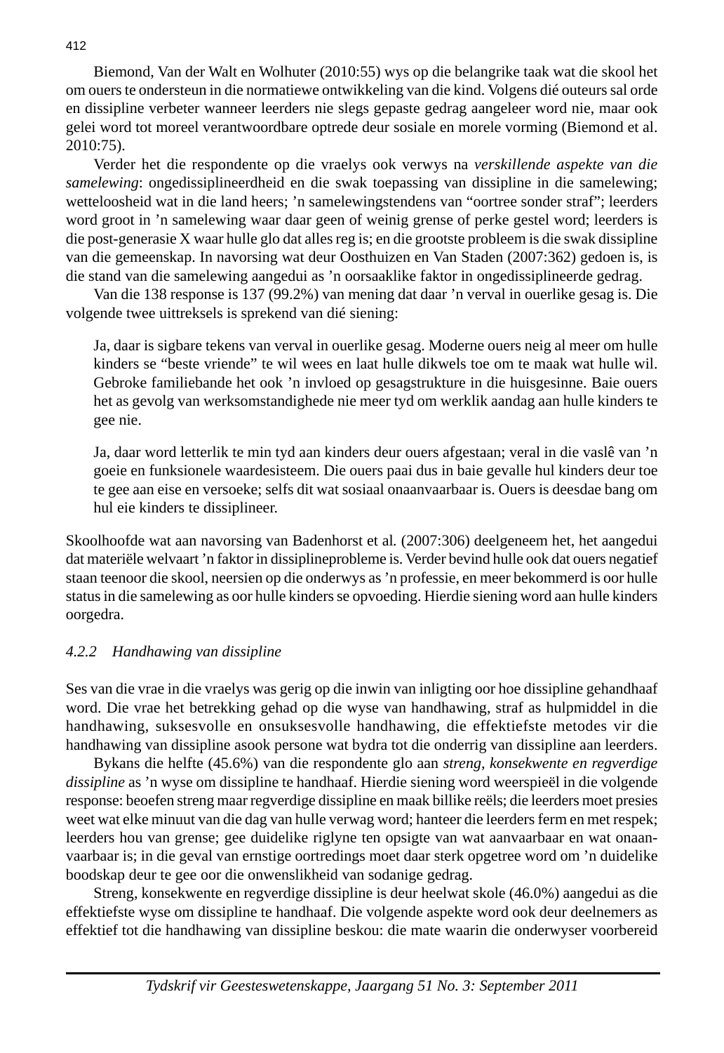Biemond, Van der Walt en Wolhuter (2010:55) wys op die belangrike taak wat die skool het om ouers te ondersteun in die normatiewe ontwikkeling van die kind. Volgens dié outeurs sal orde en dissipline verbeter wanneer leerders nie slegs gepaste gedrag aangeleer word nie, maar ook gelei word tot moreel verantwoordbare optrede deur sosiale en morele vorming (Biemond et al. 2010:75).

Verder het die respondente op die vraelys ook verwys na *verskillende aspekte van die samelewing*: ongedissiplineerdheid en die swak toepassing van dissipline in die samelewing; wetteloosheid wat in die land heers; 'n samelewingstendens van "oortree sonder straf"; leerders word groot in 'n samelewing waar daar geen of weinig grense of perke gestel word; leerders is die post-generasie X waar hulle glo dat alles reg is; en die grootste probleem is die swak dissipline van die gemeenskap. In navorsing wat deur Oosthuizen en Van Staden (2007:362) gedoen is, is die stand van die samelewing aangedui as 'n oorsaaklike faktor in ongedissiplineerde gedrag.

Van die 138 response is 137 (99.2%) van mening dat daar 'n verval in ouerlike gesag is. Die volgende twee uittreksels is sprekend van dié siening:

> Ja, daar is sigbare tekens van verval in ouerlike gesag. Moderne ouers neig al meer om hulle kinders se "beste vriende" te wil wees en laat hulle dikwels toe om te maak wat hulle wil. Gebroke familiebande het ook 'n invloed op gesagstrukture in die huisgesinne. Baie ouers het as gevolg van werksomstandighede nie meer tyd om werklik aandag aan hulle kinders te gee nie.

> Ja, daar word letterlik te min tyd aan kinders deur ouers afgestaan; veral in die vaslê van 'n goeie en funksionele waardesisteem. Die ouers paai dus in baie gevalle hul kinders deur toe te gee aan eise en versoeke; selfs dit wat sosiaal onaanvaarbaar is. Ouers is deesdae bang om hul eie kinders te dissiplineer.

Skoolhoofde wat aan navorsing van Badenhorst et al. (2007:306) deelgeneem het, het aangedui dat materiële welvaart 'n faktor in dissiplineprobleme is. Verder bevind hulle ook dat ouers negatief staan teenoor die skool, neersien op die onderwys as 'n professie, en meer bekommerd is oor hulle status in die samelewing as oor hulle kinders se opvoeding. Hierdie siening word aan hulle kinders oorgedra.

### *4.2.2 Handhawing van dissipline*

Ses van die vrae in die vraelys was gerig op die inwin van inligting oor hoe dissipline gehandhaaf word. Die vrae het betrekking gehad op die wyse van handhawing, straf as hulpmiddel in die handhawing, suksesvolle en onsuksesvolle handhawing, die effektiefste metodes vir die handhawing van dissipline asook persone wat bydra tot die onderrig van dissipline aan leerders.

Bykans die helfte (45.6%) van die respondente glo aan *streng, konsekwente en regverdige dissipline* as 'n wyse om dissipline te handhaaf. Hierdie siening word weerspieël in die volgende response: beoefen streng maar regverdige dissipline en maak billike reëls; die leerders moet presies weet wat elke minuut van die dag van hulle verwag word; hanteer die leerders ferm en met respek; leerders hou van grense; gee duidelike riglyne ten opsigte van wat aanvaarbaar en wat onaanvaarbaar is; in die geval van ernstige oortredings moet daar sterk opgetree word om 'n duidelike boodskap deur te gee oor die onwenslikheid van sodanige gedrag.

Streng, konsekwente en regverdige dissipline is deur heelwat skole (46.0%) aangedui as die effektiefste wyse om dissipline te handhaaf. Die volgende aspekte word ook deur deelnemers as effektief tot die handhawing van dissipline beskou: die mate waarin die onderwyser voorbereid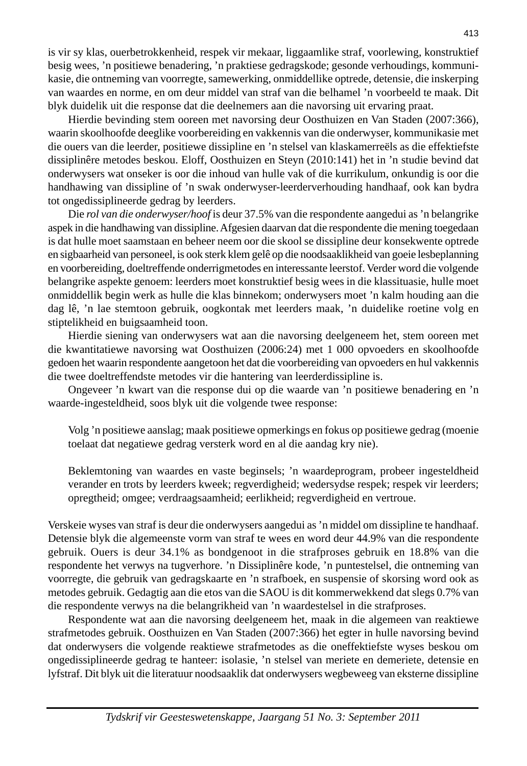is vir sy klas, ouerbetrokkenheid, respek vir mekaar, liggaamlike straf, voorlewing, konstruktief besig wees, 'n positiewe benadering, 'n praktiese gedragskode; gesonde verhoudings, kommunikasie, die ontneming van voorregte, samewerking, onmiddellike optrede, detensie, die inskerping van waardes en norme, en om deur middel van straf van die belhamel 'n voorbeeld te maak. Dit blyk duidelik uit die response dat die deelnemers aan die navorsing uit ervaring praat.

Hierdie bevinding stem ooreen met navorsing deur Oosthuizen en Van Staden (2007:366), waarin skoolhoofde deeglike voorbereiding en vakkennis van die onderwyser, kommunikasie met die ouers van die leerder, positiewe dissipline en 'n stelsel van klaskamerreëls as die effektiefste dissiplinêre metodes beskou. Eloff, Oosthuizen en Steyn (2010:141) het in 'n studie bevind dat onderwysers wat onseker is oor die inhoud van hulle vak of die kurrikulum, onkundig is oor die handhawing van dissipline of 'n swak onderwyser-leerderverhouding handhaaf, ook kan bydra tot ongedissiplineerde gedrag by leerders.

Die *rol van die onderwyser/hoof* is deur 37.5% van die respondente aangedui as 'n belangrike aspek in die handhawing van dissipline. Afgesien daarvan dat die respondente die mening toegedaan is dat hulle moet saamstaan en beheer neem oor die skool se dissipline deur konsekwente optrede en sigbaarheid van personeel, is ook sterk klem gelê op die noodsaaklikheid van goeie lesbeplanning en voorbereiding, doeltreffende onderrigmetodes en interessante leerstof. Verder word die volgende belangrike aspekte genoem: leerders moet konstruktief besig wees in die klassituasie, hulle moet onmiddellik begin werk as hulle die klas binnekom; onderwysers moet 'n kalm houding aan die dag lê, 'n lae stemtoon gebruik, oogkontak met leerders maak, 'n duidelike roetine volg en stiptelikheid en buigsaamheid toon.

Hierdie siening van onderwysers wat aan die navorsing deelgeneem het, stem ooreen met die kwantitatiewe navorsing wat Oosthuizen (2006:24) met 1 000 opvoeders en skoolhoofde gedoen het waarin respondente aangetoon het dat die voorbereiding van opvoeders en hul vakkennis die twee doeltreffendste metodes vir die hantering van leerderdissipline is.

Ongeveer 'n kwart van die response dui op die waarde van 'n positiewe benadering en 'n waarde-ingesteldheid, soos blyk uit die volgende twee response:

> Volg 'n positiewe aanslag; maak positiewe opmerkings en fokus op positiewe gedrag (moenie toelaat dat negatiewe gedrag versterk word en al die aandag kry nie).
>
> Beklemtoning van waardes en vaste beginsels; 'n waardeprogram, probeer ingesteldheid verander en trots by leerders kweek; regverdigheid; wedersydse respek; respek vir leerders; opregtheid; omgee; verdraagsaamheid; eerlikheid; regverdigheid en vertroue.

Verskeie wyses van straf is deur die onderwysers aangedui as 'n middel om dissipline te handhaaf. Detensie blyk die algemeenste vorm van straf te wees en word deur 44.9% van die respondente gebruik. Ouers is deur 34.1% as bondgenoot in die strafproses gebruik en 18.8% van die respondente het verwys na tugverhore. 'n Dissiplinêre kode, 'n puntestelsel, die ontneming van voorregte, die gebruik van gedragskaarte en 'n strafboek, en suspensie of skorsing word ook as metodes gebruik. Gedagtig aan die etos van die SAOU is dit kommerwekkend dat slegs 0.7% van die respondente verwys na die belangrikheid van 'n waardestelsel in die strafproses.

Respondente wat aan die navorsing deelgeneem het, maak in die algemeen van reaktiewe strafmetodes gebruik. Oosthuizen en Van Staden (2007:366) het egter in hulle navorsing bevind dat onderwysers die volgende reaktiewe strafmetodes as die oneffektiefste wyses beskou om ongedissiplineerde gedrag te hanteer: isolasie, 'n stelsel van meriete en demeriete, detensie en lyfstraf. Dit blyk uit die literatuur noodsaaklik dat onderwysers wegbeweeg van eksterne dissipline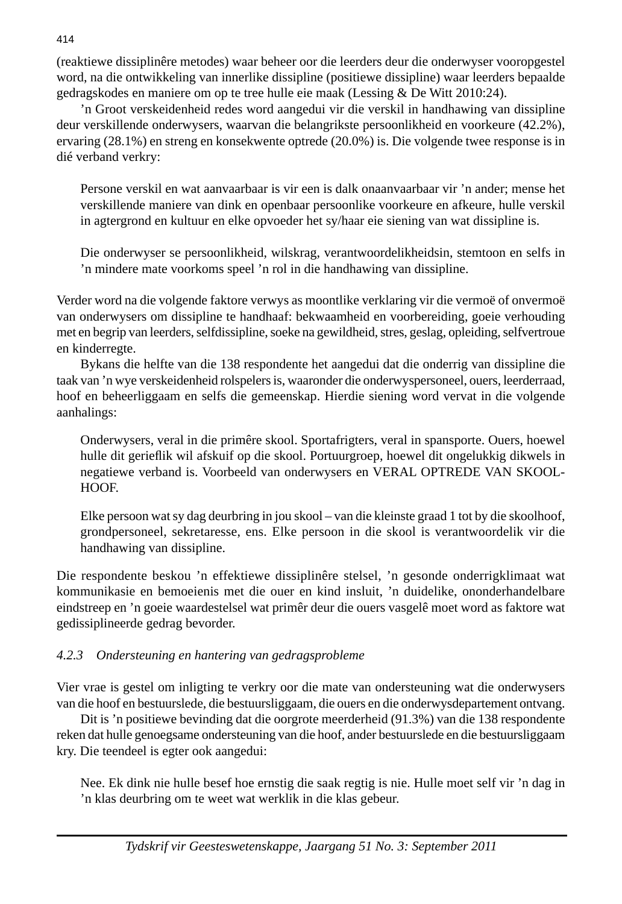(reaktiewe dissiplinêre metodes) waar beheer oor die leerders deur die onderwyser vooropgestel word, na die ontwikkeling van innerlike dissipline (positiewe dissipline) waar leerders bepaalde gedragskodes en maniere om op te tree hulle eie maak (Lessing & De Witt 2010:24).

’n Groot verskeidenheid redes word aangedui vir die verskil in handhawing van dissipline deur verskillende onderwysers, waarvan die belangrikste persoonlikheid en voorkeure (42.2%), ervaring (28.1%) en streng en konsekwente optrede (20.0%) is. Die volgende twee response is in dié verband verkry:

> Persone verskil en wat aanvaarbaar is vir een is dalk onaanvaarbaar vir ’n ander; mense het verskillende maniere van dink en openbaar persoonlike voorkeure en afkeure, hulle verskil in agtergrond en kultuur en elke opvoeder het sy/haar eie siening van wat dissipline is.

> Die onderwyser se persoonlikheid, wilskrag, verantwoordelikheidsin, stemtoon en selfs in ’n mindere mate voorkoms speel ’n rol in die handhawing van dissipline.

Verder word na die volgende faktore verwys as moontlike verklaring vir die vermoë of onvermoë van onderwysers om dissipline te handhaaf: bekwaamheid en voorbereiding, goeie verhouding met en begrip van leerders, selfdissipline, soeke na gewildheid, stres, geslag, opleiding, selfvertroue en kinderregte.

Bykans die helfte van die 138 respondente het aangedui dat die onderrig van dissipline die taak van ’n wye verskeidenheid rolspelers is, waaronder die onderwyspersoneel, ouers, leerderraad, hoof en beheerliggaam en selfs die gemeenskap. Hierdie siening word vervat in die volgende aanhalings:

> Onderwysers, veral in die primêre skool. Sportafrigters, veral in spansporte. Ouers, hoewel hulle dit gerieflik wil afskuif op die skool. Portuurgroep, hoewel dit ongelukkig dikwels in negatiewe verband is. Voorbeeld van onderwysers en VERAL OPTREDE VAN SKOOLHOOF.

> Elke persoon wat sy dag deurbring in jou skool – van die kleinste graad 1 tot by die skoolhoof, grondpersoneel, sekretaresse, ens. Elke persoon in die skool is verantwoordelik vir die handhawing van dissipline.

Die respondente beskou ’n effektiewe dissiplinêre stelsel, ’n gesonde onderrigklimaat wat kommunikasie en bemoeienis met die ouer en kind insluit, ’n duidelike, ononderhandelbare eindstreep en ’n goeie waardestelsel wat primêr deur die ouers vasgelê moet word as faktore wat gedissiplineerde gedrag bevorder.

### *4.2.3 Ondersteuning en hantering van gedragsprobleme*

Vier vrae is gestel om inligting te verkry oor die mate van ondersteuning wat die onderwysers van die hoof en bestuurslede, die bestuursliggaam, die ouers en die onderwysdepartement ontvang.

Dit is ’n positiewe bevinding dat die oorgrote meerderheid (91.3%) van die 138 respondente reken dat hulle genoegsame ondersteuning van die hoof, ander bestuurslede en die bestuursliggaam kry. Die teendeel is egter ook aangedui:

> Nee. Ek dink nie hulle besef hoe ernstig die saak regtig is nie. Hulle moet self vir ’n dag in ’n klas deurbring om te weet wat werklik in die klas gebeur.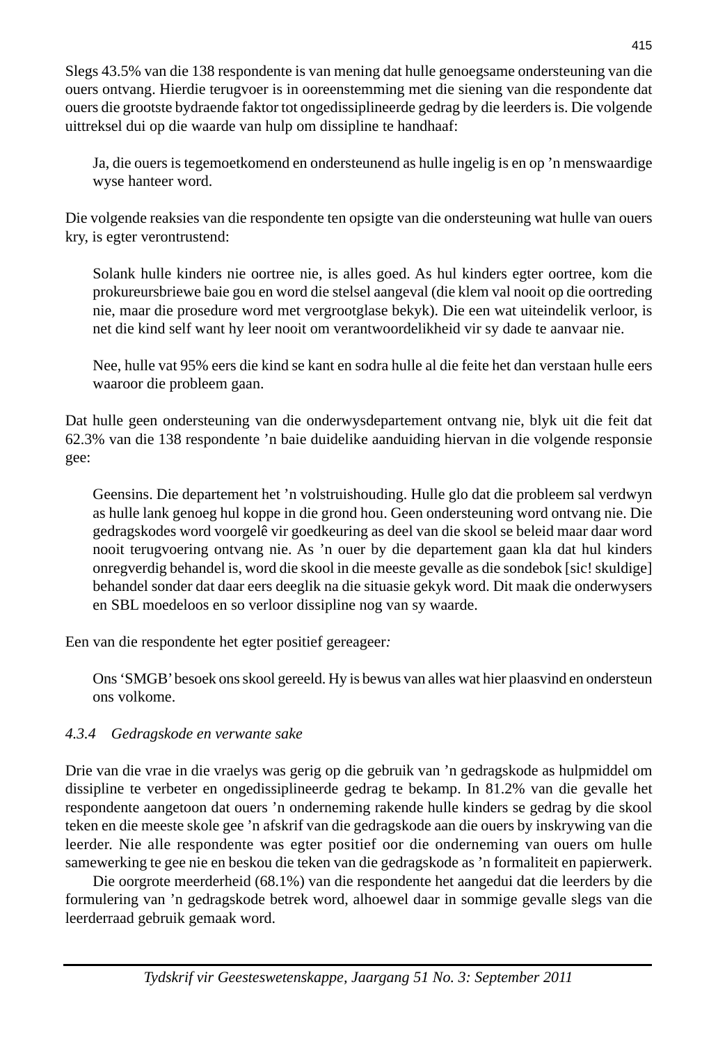Slegs 43.5% van die 138 respondente is van mening dat hulle genoegsame ondersteuning van die ouers ontvang. Hierdie terugvoer is in ooreenstemming met die siening van die respondente dat ouers die grootste bydraende faktor tot ongedissiplineerde gedrag by die leerders is. Die volgende uittreksel dui op die waarde van hulp om dissipline te handhaaf:

> Ja, die ouers is tegemoetkomend en ondersteunend as hulle ingelig is en op 'n menswaardige wyse hanteer word.

Die volgende reaksies van die respondente ten opsigte van die ondersteuning wat hulle van ouers kry, is egter verontrustend:

> Solank hulle kinders nie oortree nie, is alles goed. As hul kinders egter oortree, kom die prokureursbriewe baie gou en word die stelsel aangeval (die klem val nooit op die oortreding nie, maar die prosedure word met vergrootglase bekyk). Die een wat uiteindelik verloor, is net die kind self want hy leer nooit om verantwoordelikheid vir sy dade te aanvaar nie.

> Nee, hulle vat 95% eers die kind se kant en sodra hulle al die feite het dan verstaan hulle eers waaroor die probleem gaan.

Dat hulle geen ondersteuning van die onderwysdepartement ontvang nie, blyk uit die feit dat 62.3% van die 138 respondente 'n baie duidelike aanduiding hiervan in die volgende responsie gee:

> Geensins. Die departement het 'n volstruishouding. Hulle glo dat die probleem sal verdwyn as hulle lank genoeg hul koppe in die grond hou. Geen ondersteuning word ontvang nie. Die gedragskodes word voorgelê vir goedkeuring as deel van die skool se beleid maar daar word nooit terugvoering ontvang nie. As 'n ouer by die departement gaan kla dat hul kinders onregverdig behandel is, word die skool in die meeste gevalle as die sondebok [sic! skuldige] behandel sonder dat daar eers deeglik na die situasie gekyk word. Dit maak die onderwysers en SBL moedeloos en so verloor dissipline nog van sy waarde.

Een van die respondente het egter positief gereageer*:*

> Ons 'SMGB' besoek ons skool gereeld. Hy is bewus van alles wat hier plaasvind en ondersteun ons volkome.

#### *4.3.4 Gedragskode en verwante sake*

Drie van die vrae in die vraelys was gerig op die gebruik van 'n gedragskode as hulpmiddel om dissipline te verbeter en ongedissiplineerde gedrag te bekamp. In 81.2% van die gevalle het respondente aangetoon dat ouers 'n onderneming rakende hulle kinders se gedrag by die skool teken en die meeste skole gee 'n afskrif van die gedragskode aan die ouers by inskrywing van die leerder. Nie alle respondente was egter positief oor die onderneming van ouers om hulle samewerking te gee nie en beskou die teken van die gedragskode as 'n formaliteit en papierwerk.

Die oorgrote meerderheid (68.1%) van die respondente het aangedui dat die leerders by die formulering van 'n gedragskode betrek word, alhoewel daar in sommige gevalle slegs van die leerderraad gebruik gemaak word.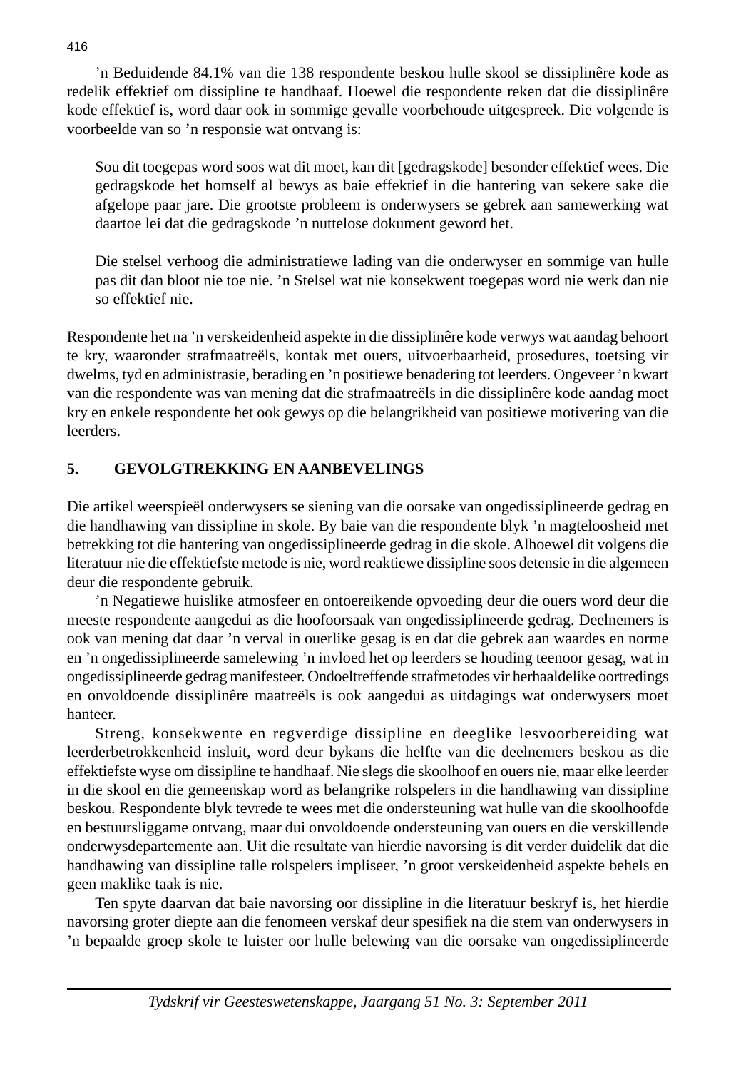’n Beduidende 84.1% van die 138 respondente beskou hulle skool se dissiplinêre kode as redelik effektief om dissipline te handhaaf. Hoewel die respondente reken dat die dissiplinêre kode effektief is, word daar ook in sommige gevalle voorbehoude uitgespreek. Die volgende is voorbeelde van so ’n responsie wat ontvang is:

> Sou dit toegepas word soos wat dit moet, kan dit [gedragskode] besonder effektief wees. Die gedragskode het homself al bewys as baie effektief in die hantering van sekere sake die afgelope paar jare. Die grootste probleem is onderwysers se gebrek aan samewerking wat daartoe lei dat die gedragskode ’n nuttelose dokument geword het.
>
> Die stelsel verhoog die administratiewe lading van die onderwyser en sommige van hulle pas dit dan bloot nie toe nie. ’n Stelsel wat nie konsekwent toegepas word nie werk dan nie so effektief nie.

Respondente het na ’n verskeidenheid aspekte in die dissiplinêre kode verwys wat aandag behoort te kry, waaronder strafmaatreëls, kontak met ouers, uitvoerbaarheid, prosedures, toetsing vir dwelms, tyd en administrasie, berading en ’n positiewe benadering tot leerders. Ongeveer ’n kwart van die respondente was van mening dat die strafmaatreëls in die dissiplinêre kode aandag moet kry en enkele respondente het ook gewys op die belangrikheid van positiewe motivering van die leerders.

## 5. GEVOLGTREKKING EN AANBEVELINGS

Die artikel weerspieël onderwysers se siening van die oorsake van ongedissiplineerde gedrag en die handhawing van dissipline in skole. By baie van die respondente blyk ’n magteloosheid met betrekking tot die hantering van ongedissiplineerde gedrag in die skole. Alhoewel dit volgens die literatuur nie die effektiefste metode is nie, word reaktiewe dissipline soos detensie in die algemeen deur die respondente gebruik.

’n Negatiewe huislike atmosfeer en ontoereikende opvoeding deur die ouers word deur die meeste respondente aangedui as die hoofoorsaak van ongedissiplineerde gedrag. Deelnemers is ook van mening dat daar ’n verval in ouerlike gesag is en dat die gebrek aan waardes en norme en ’n ongedissiplineerde samelewing ’n invloed het op leerders se houding teenoor gesag, wat in ongedissiplineerde gedrag manifesteer. Ondoeltreffende strafmetodes vir herhaaldelike oortredings en onvoldoende dissiplinêre maatreëls is ook aangedui as uitdagings wat onderwysers moet hanteer.

Streng, konsekwente en regverdige dissipline en deeglike lesvoorbereiding wat leerderbetrokkenheid insluit, word deur bykans die helfte van die deelnemers beskou as die effektiefste wyse om dissipline te handhaaf. Nie slegs die skoolhoof en ouers nie, maar elke leerder in die skool en die gemeenskap word as belangrike rolspelers in die handhawing van dissipline beskou. Respondente blyk tevrede te wees met die ondersteuning wat hulle van die skoolhoofde en bestuursliggame ontvang, maar dui onvoldoende ondersteuning van ouers en die verskillende onderwysdepartemente aan. Uit die resultate van hierdie navorsing is dit verder duidelik dat die handhawing van dissipline talle rolspelers impliseer, ’n groot verskeidenheid aspekte behels en geen maklike taak is nie.

Ten spyte daarvan dat baie navorsing oor dissipline in die literatuur beskryf is, het hierdie navorsing groter diepte aan die fenomeen verskaf deur spesifiek na die stem van onderwysers in ’n bepaalde groep skole te luister oor hulle belewing van die oorsake van ongedissiplineerde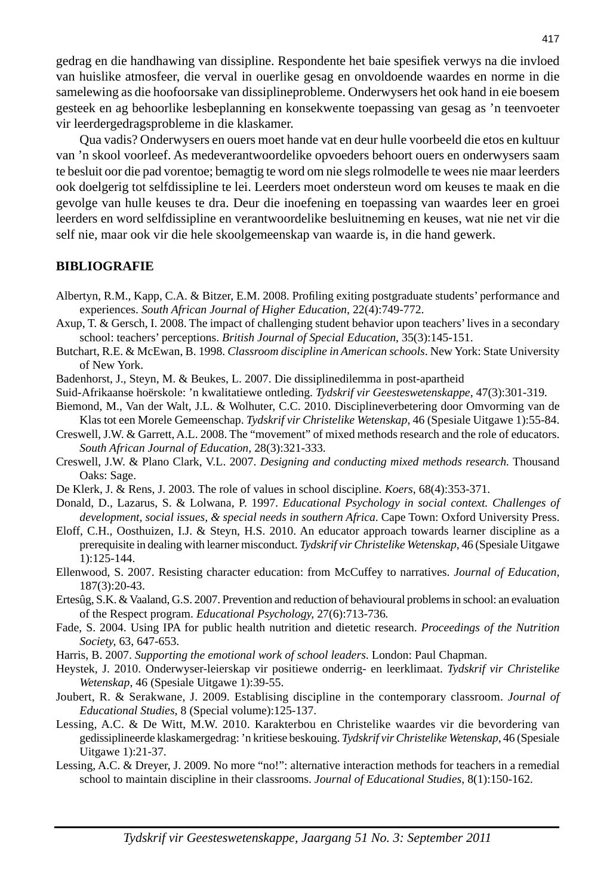gedrag en die handhawing van dissipline. Respondente het baie spesifiek verwys na die invloed van huislike atmosfeer, die verval in ouerlike gesag en onvoldoende waardes en norme in die samelewing as die hoofoorsake van dissiplineprobleme. Onderwysers het ook hand in eie boesem gesteek en ag behoorlike lesbeplanning en konsekwente toepassing van gesag as 'n teenvoeter vir leerdergedragsprobleme in die klaskamer.

Qua vadis? Onderwysers en ouers moet hande vat en deur hulle voorbeeld die etos en kultuur van 'n skool voorleef. As medeverantwoordelike opvoeders behoort ouers en onderwysers saam te besluit oor die pad vorentoe; bemagtig te word om nie slegs rolmodelle te wees nie maar leerders ook doelgerig tot selfdissipline te lei. Leerders moet ondersteun word om keuses te maak en die gevolge van hulle keuses te dra. Deur die inoefening en toepassing van waardes leer en groei leerders en word selfdissipline en verantwoordelike besluitneming en keuses, wat nie net vir die self nie, maar ook vir die hele skoolgemeenskap van waarde is, in die hand gewerk.

## BIBLIOGRAFIE

Albertyn, R.M., Kapp, C.A. & Bitzer, E.M. 2008. Profiling exiting postgraduate students' performance and experiences. *South African Journal of Higher Education*, 22(4):749-772.

Axup, T. & Gersch, I. 2008. The impact of challenging student behavior upon teachers' lives in a secondary school: teachers' perceptions. *British Journal of Special Education*, 35(3):145-151.

Butchart, R.E. & McEwan, B. 1998. *Classroom discipline in American schools*. New York: State University of New York.

Badenhorst, J., Steyn, M. & Beukes, L. 2007. Die dissiplinedilemma in post-apartheid

Suid-Afrikaanse hoërskole: 'n kwalitatiewe ontleding. *Tydskrif vir Geesteswetenskappe,* 47(3):301-319.

Biemond, M., Van der Walt, J.L. & Wolhuter, C.C. 2010. Disciplineverbetering door Omvorming van de Klas tot een Morele Gemeenschap. *Tydskrif vir Christelike Wetenskap*, 46 (Spesiale Uitgawe 1):55-84.

Creswell, J.W. & Garrett, A.L. 2008. The "movement" of mixed methods research and the role of educators. *South African Journal of Education*, 28(3):321-333.

Creswell, J.W. & Plano Clark, V.L. 2007. *Designing and conducting mixed methods research.* Thousand Oaks: Sage.

De Klerk, J. & Rens, J. 2003. The role of values in school discipline. *Koers*, 68(4):353-371.

Donald, D., Lazarus, S. & Lolwana, P. 1997. *Educational Psychology in social context. Challenges of development, social issues, & special needs in southern Africa*. Cape Town: Oxford University Press.

Eloff, C.H., Oosthuizen, I.J. & Steyn, H.S. 2010. An educator approach towards learner discipline as a prerequisite in dealing with learner misconduct. *Tydskrif vir Christelike Wetenskap*, 46 (Spesiale Uitgawe 1):125-144.

Ellenwood, S. 2007. Resisting character education: from McCuffey to narratives. *Journal of Education,* 187(3):20-43.

Ertesûg, S.K. & Vaaland, G.S. 2007. Prevention and reduction of behavioural problems in school: an evaluation of the Respect program. *Educational Psychology,* 27(6):713-736*.*

Fade, S. 2004. Using IPA for public health nutrition and dietetic research. *Proceedings of the Nutrition Society,* 63, 647-653.

Harris, B. 2007. *Supporting the emotional work of school leaders*. London: Paul Chapman.

Heystek, J. 2010. Onderwyser-leierskap vir positiewe onderrig- en leerklimaat. *Tydskrif vir Christelike Wetenskap*, 46 (Spesiale Uitgawe 1):39-55.

Joubert, R. & Serakwane, J. 2009. Establising discipline in the contemporary classroom. *Journal of Educational Studies*, 8 (Special volume):125-137.

Lessing, A.C. & De Witt, M.W. 2010. Karakterbou en Christelike waardes vir die bevordering van gedissiplineerde klaskamergedrag: 'n kritiese beskouing. *Tydskrif vir Christelike Wetenskap*, 46 (Spesiale Uitgawe 1):21-37.

Lessing, A.C. & Dreyer, J. 2009. No more "no!": alternative interaction methods for teachers in a remedial school to maintain discipline in their classrooms. *Journal of Educational Studies*, 8(1):150-162.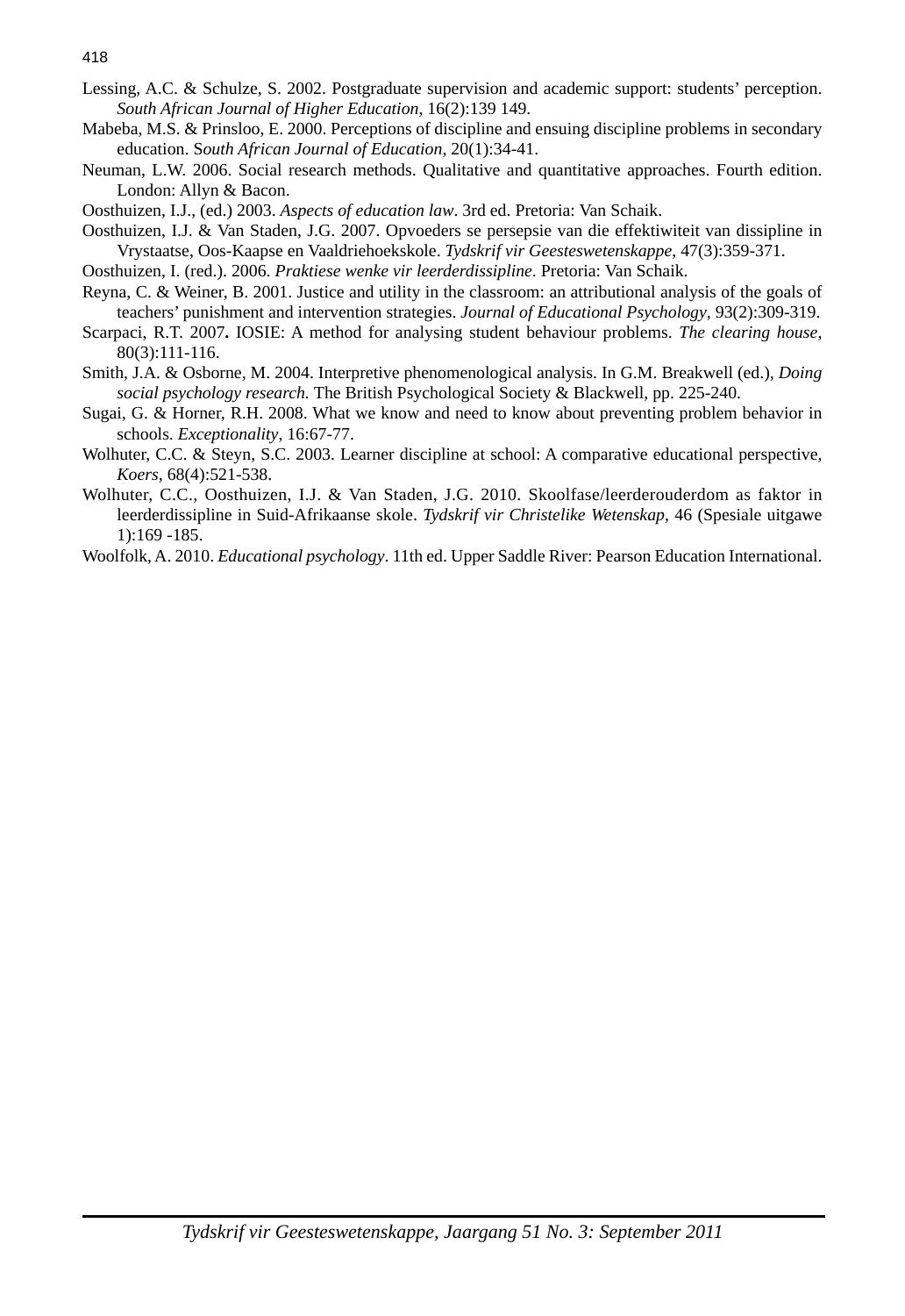Lessing, A.C. & Schulze, S. 2002. Postgraduate supervision and academic support: students' perception. *South African Journal of Higher Education*, 16(2):139 149.

Mabeba, M.S. & Prinsloo, E. 2000. Perceptions of discipline and ensuing discipline problems in secondary education. S*outh African Journal of Education*, 20(1):34-41.

Neuman, L.W. 2006. Social research methods. Qualitative and quantitative approaches. Fourth edition. London: Allyn & Bacon.

Oosthuizen, I.J., (ed.) 2003. *Aspects of education law*. 3rd ed. Pretoria: Van Schaik.

Oosthuizen, I.J. & Van Staden, J.G. 2007. Opvoeders se persepsie van die effektiwiteit van dissipline in Vrystaatse, Oos-Kaapse en Vaaldriehoekskole. *Tydskrif vir Geesteswetenskappe*, 47(3):359-371.

Oosthuizen, I. (red.). 2006. *Praktiese wenke vir leerderdissipline*. Pretoria: Van Schaik.

Reyna, C. & Weiner, B. 2001. Justice and utility in the classroom: an attributional analysis of the goals of teachers' punishment and intervention strategies. *Journal of Educational Psychology*, 93(2):309-319.

Scarpaci, R.T. 2007**.** IOSIE: A method for analysing student behaviour problems. *The clearing house*, 80(3):111-116.

Smith, J.A. & Osborne, M. 2004. Interpretive phenomenological analysis. In G.M. Breakwell (ed.), *Doing social psychology research.* The British Psychological Society & Blackwell, pp. 225-240.

Sugai, G. & Horner, R.H. 2008. What we know and need to know about preventing problem behavior in schools. *Exceptionality*, 16:67-77.

Wolhuter, C.C. & Steyn, S.C. 2003. Learner discipline at school: A comparative educational perspective, *Koers*, 68(4):521-538.

Wolhuter, C.C., Oosthuizen, I.J. & Van Staden, J.G. 2010. Skoolfase/leerderouderdom as faktor in leerderdissipline in Suid-Afrikaanse skole. *Tydskrif vir Christelike Wetenskap*, 46 (Spesiale uitgawe 1):169 -185.

Woolfolk, A. 2010. *Educational psychology*. 11th ed. Upper Saddle River: Pearson Education International.